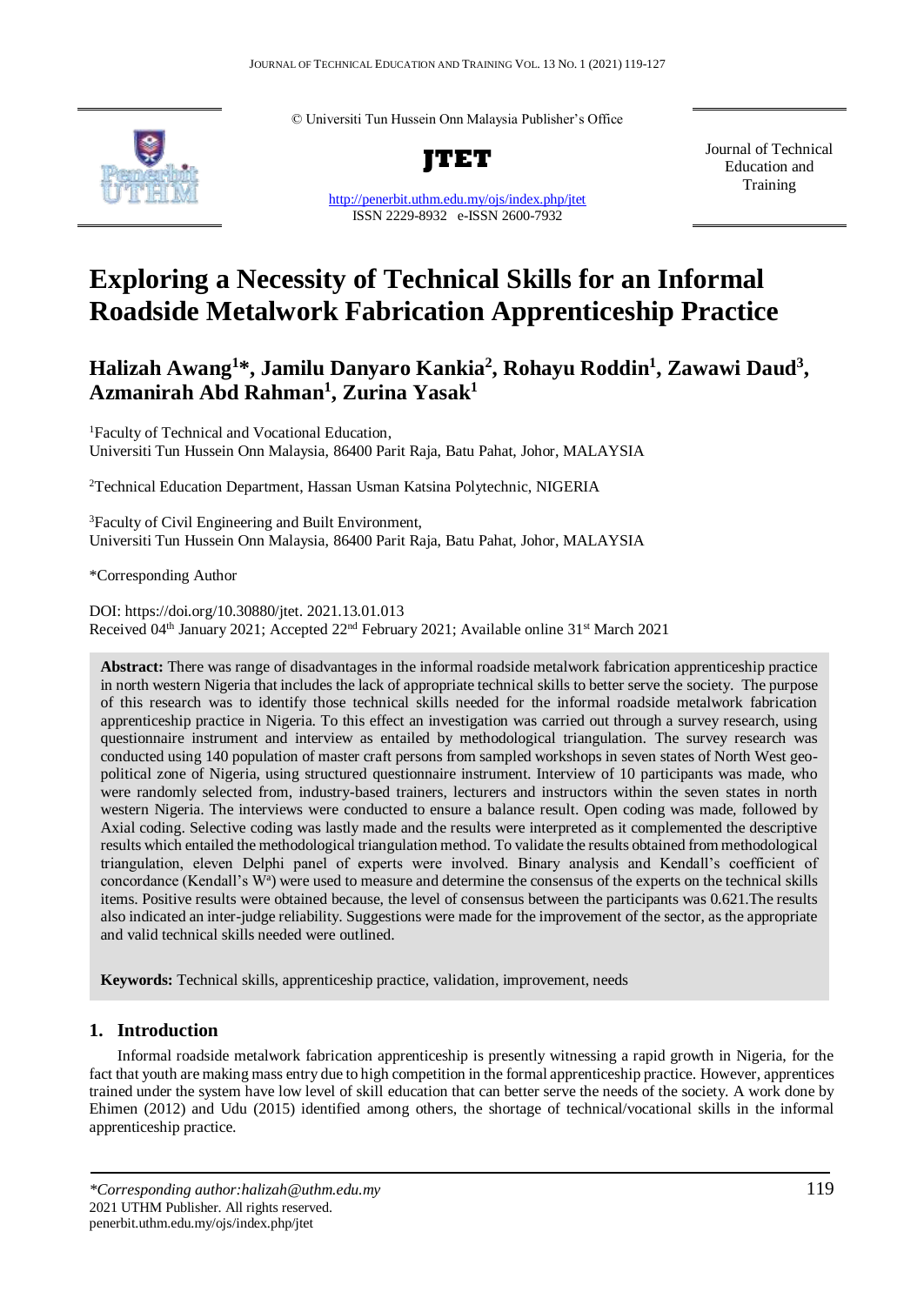© Universiti Tun Hussein Onn Malaysia Publisher's Office

**JTET**

http://penerbit.uthm.edu.my/ojs/index.php/jtet
ISSN 2229-8932 e-ISSN 2600-7932

Journal of Technical Education and Training

# Exploring a Necessity of Technical Skills for an Informal Roadside Metalwork Fabrication Apprenticeship Practice

**Halizah Awang[1]*, Jamilu Danyaro Kankia[2], Rohayu Roddin[1], Zawawi Daud[3], Azmanirah Abd Rahman[1], Zurina Yasak[1]**

[1]Faculty of Technical and Vocational Education,
Universiti Tun Hussein Onn Malaysia, 86400 Parit Raja, Batu Pahat, Johor, MALAYSIA

[2]Technical Education Department, Hassan Usman Katsina Polytechnic, NIGERIA

[3]Faculty of Civil Engineering and Built Environment,
Universiti Tun Hussein Onn Malaysia, 86400 Parit Raja, Batu Pahat, Johor, MALAYSIA

*Corresponding Author

DOI: https://doi.org/10.30880/jtet. 2021.13.01.013
Received 04th January 2021; Accepted 22nd February 2021; Available online 31st March 2021

**Abstract:** There was range of disadvantages in the informal roadside metalwork fabrication apprenticeship practice in north western Nigeria that includes the lack of appropriate technical skills to better serve the society. The purpose of this research was to identify those technical skills needed for the informal roadside metalwork fabrication apprenticeship practice in Nigeria. To this effect an investigation was carried out through a survey research, using questionnaire instrument and interview as entailed by methodological triangulation. The survey research was conducted using 140 population of master craft persons from sampled workshops in seven states of North West geo-political zone of Nigeria, using structured questionnaire instrument. Interview of 10 participants was made, who were randomly selected from, industry-based trainers, lecturers and instructors within the seven states in north western Nigeria. The interviews were conducted to ensure a balance result. Open coding was made, followed by Axial coding. Selective coding was lastly made and the results were interpreted as it complemented the descriptive results which entailed the methodological triangulation method. To validate the results obtained from methodological triangulation, eleven Delphi panel of experts were involved. Binary analysis and Kendall's coefficient of concordance (Kendall's $W^a$) were used to measure and determine the consensus of the experts on the technical skills items. Positive results were obtained because, the level of consensus between the participants was 0.621.The results also indicated an inter-judge reliability. Suggestions were made for the improvement of the sector, as the appropriate and valid technical skills needed were outlined.

**Keywords:** Technical skills, apprenticeship practice, validation, improvement, needs

## 1. Introduction

Informal roadside metalwork fabrication apprenticeship is presently witnessing a rapid growth in Nigeria, for the fact that youth are making mass entry due to high competition in the formal apprenticeship practice. However, apprentices trained under the system have low level of skill education that can better serve the needs of the society. A work done by Ehimen (2012) and Udu (2015) identified among others, the shortage of technical/vocational skills in the informal apprenticeship practice.

*\*Corresponding author:halizah@uthm.edu.my*
2021 UTHM Publisher. All rights reserved.
penerbit.uthm.edu.my/ojs/index.php/jtet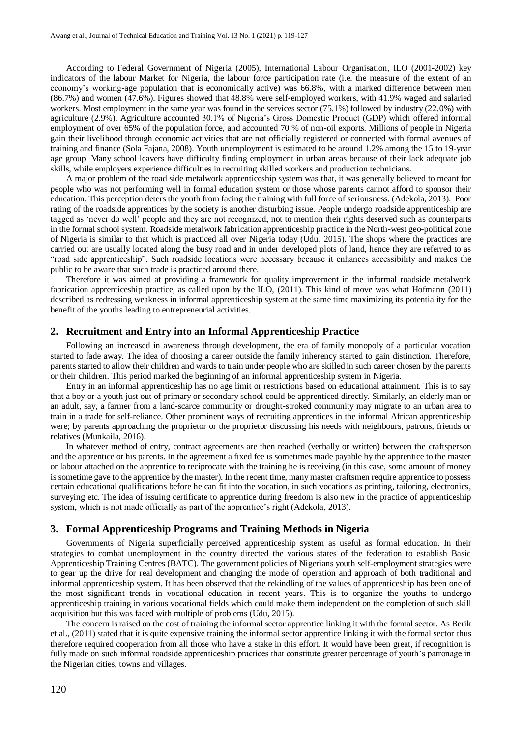According to Federal Government of Nigeria (2005), International Labour Organisation, ILO (2001-2002) key indicators of the labour Market for Nigeria, the labour force participation rate (i.e. the measure of the extent of an economy's working-age population that is economically active) was 66.8%, with a marked difference between men (86.7%) and women (47.6%). Figures showed that 48.8% were self-employed workers, with 41.9% waged and salaried workers. Most employment in the same year was found in the services sector (75.1%) followed by industry (22.0%) with agriculture (2.9%). Agriculture accounted 30.1% of Nigeria's Gross Domestic Product (GDP) which offered informal employment of over 65% of the population force, and accounted 70 % of non-oil exports. Millions of people in Nigeria gain their livelihood through economic activities that are not officially registered or connected with formal avenues of training and finance (Sola Fajana, 2008). Youth unemployment is estimated to be around 1.2% among the 15 to 19-year age group. Many school leavers have difficulty finding employment in urban areas because of their lack adequate job skills, while employers experience difficulties in recruiting skilled workers and production technicians.

A major problem of the road side metalwork apprenticeship system was that, it was generally believed to meant for people who was not performing well in formal education system or those whose parents cannot afford to sponsor their education. This perception deters the youth from facing the training with full force of seriousness. (Adekola, 2013). Poor rating of the roadside apprentices by the society is another disturbing issue. People undergo roadside apprenticeship are tagged as 'never do well' people and they are not recognized, not to mention their rights deserved such as counterparts in the formal school system. Roadside metalwork fabrication apprenticeship practice in the North-west geo-political zone of Nigeria is similar to that which is practiced all over Nigeria today (Udu, 2015). The shops where the practices are carried out are usually located along the busy road and in under developed plots of land, hence they are referred to as "road side apprenticeship". Such roadside locations were necessary because it enhances accessibility and makes the public to be aware that such trade is practiced around there.

Therefore it was aimed at providing a framework for quality improvement in the informal roadside metalwork fabrication apprenticeship practice, as called upon by the ILO, (2011). This kind of move was what Hofmann (2011) described as redressing weakness in informal apprenticeship system at the same time maximizing its potentiality for the benefit of the youths leading to entrepreneurial activities.

## 2. Recruitment and Entry into an Informal Apprenticeship Practice

Following an increased in awareness through development, the era of family monopoly of a particular vocation started to fade away. The idea of choosing a career outside the family inherency started to gain distinction. Therefore, parents started to allow their children and wards to train under people who are skilled in such career chosen by the parents or their children. This period marked the beginning of an informal apprenticeship system in Nigeria.

Entry in an informal apprenticeship has no age limit or restrictions based on educational attainment. This is to say that a boy or a youth just out of primary or secondary school could be apprenticed directly. Similarly, an elderly man or an adult, say, a farmer from a land-scarce community or drought-stroked community may migrate to an urban area to train in a trade for self-reliance. Other prominent ways of recruiting apprentices in the informal African apprenticeship were; by parents approaching the proprietor or the proprietor discussing his needs with neighbours, patrons, friends or relatives (Munkaila, 2016).

In whatever method of entry, contract agreements are then reached (verbally or written) between the craftsperson and the apprentice or his parents. In the agreement a fixed fee is sometimes made payable by the apprentice to the master or labour attached on the apprentice to reciprocate with the training he is receiving (in this case, some amount of money is sometime gave to the apprentice by the master). In the recent time, many master craftsmen require apprentice to possess certain educational qualifications before he can fit into the vocation, in such vocations as printing, tailoring, electronics, surveying etc. The idea of issuing certificate to apprentice during freedom is also new in the practice of apprenticeship system, which is not made officially as part of the apprentice's right (Adekola, 2013).

## 3. Formal Apprenticeship Programs and Training Methods in Nigeria

Governments of Nigeria superficially perceived apprenticeship system as useful as formal education. In their strategies to combat unemployment in the country directed the various states of the federation to establish Basic Apprenticeship Training Centres (BATC). The government policies of Nigerians youth self-employment strategies were to gear up the drive for real development and changing the mode of operation and approach of both traditional and informal apprenticeship system. It has been observed that the rekindling of the values of apprenticeship has been one of the most significant trends in vocational education in recent years. This is to organize the youths to undergo apprenticeship training in various vocational fields which could make them independent on the completion of such skill acquisition but this was faced with multiple of problems (Udu, 2015).

The concern is raised on the cost of training the informal sector apprentice linking it with the formal sector. As Berik et al., (2011) stated that it is quite expensive training the informal sector apprentice linking it with the formal sector thus therefore required cooperation from all those who have a stake in this effort. It would have been great, if recognition is fully made on such informal roadside apprenticeship practices that constitute greater percentage of youth's patronage in the Nigerian cities, towns and villages.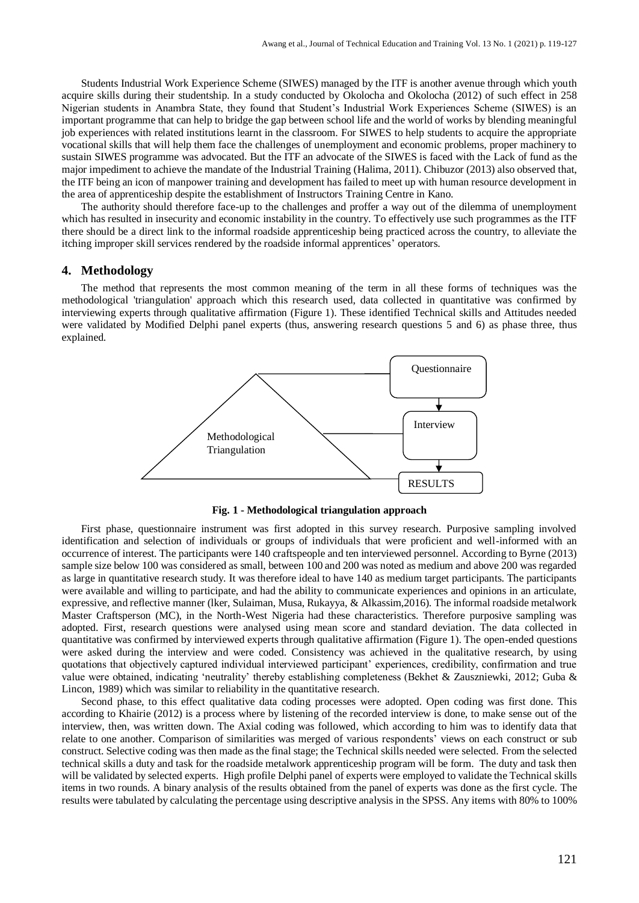Students Industrial Work Experience Scheme (SIWES) managed by the ITF is another avenue through which youth acquire skills during their studentship. In a study conducted by Okolocha and Okolocha (2012) of such effect in 258 Nigerian students in Anambra State, they found that Student's Industrial Work Experiences Scheme (SIWES) is an important programme that can help to bridge the gap between school life and the world of works by blending meaningful job experiences with related institutions learnt in the classroom. For SIWES to help students to acquire the appropriate vocational skills that will help them face the challenges of unemployment and economic problems, proper machinery to sustain SIWES programme was advocated. But the ITF an advocate of the SIWES is faced with the Lack of fund as the major impediment to achieve the mandate of the Industrial Training (Halima, 2011). Chibuzor (2013) also observed that, the ITF being an icon of manpower training and development has failed to meet up with human resource development in the area of apprenticeship despite the establishment of Instructors Training Centre in Kano.

The authority should therefore face-up to the challenges and proffer a way out of the dilemma of unemployment which has resulted in insecurity and economic instability in the country. To effectively use such programmes as the ITF there should be a direct link to the informal roadside apprenticeship being practiced across the country, to alleviate the itching improper skill services rendered by the roadside informal apprentices' operators.

## 4. Methodology

The method that represents the most common meaning of the term in all these forms of techniques was the methodological 'triangulation' approach which this research used, data collected in quantitative was confirmed by interviewing experts through qualitative affirmation (Figure 1). These identified Technical skills and Attitudes needed were validated by Modified Delphi panel experts (thus, answering research questions 5 and 6) as phase three, thus explained.

Methodological Triangulation

Questionnaire → Interview → RESULTS

**Fig. 1 - Methodological triangulation approach**

First phase, questionnaire instrument was first adopted in this survey research. Purposive sampling involved identification and selection of individuals or groups of individuals that were proficient and well-informed with an occurrence of interest. The participants were 140 craftspeople and ten interviewed personnel. According to Byrne (2013) sample size below 100 was considered as small, between 100 and 200 was noted as medium and above 200 was regarded as large in quantitative research study. It was therefore ideal to have 140 as medium target participants. The participants were available and willing to participate, and had the ability to communicate experiences and opinions in an articulate, expressive, and reflective manner (lker, Sulaiman, Musa, Rukayya, & Alkassim,2016). The informal roadside metalwork Master Craftsperson (MC), in the North-West Nigeria had these characteristics. Therefore purposive sampling was adopted. First, research questions were analysed using mean score and standard deviation. The data collected in quantitative was confirmed by interviewed experts through qualitative affirmation (Figure 1). The open-ended questions were asked during the interview and were coded. Consistency was achieved in the qualitative research, by using quotations that objectively captured individual interviewed participant' experiences, credibility, confirmation and true value were obtained, indicating 'neutrality' thereby establishing completeness (Bekhet & Zauszniewki, 2012; Guba & Lincon, 1989) which was similar to reliability in the quantitative research.

Second phase, to this effect qualitative data coding processes were adopted. Open coding was first done. This according to Khairie (2012) is a process where by listening of the recorded interview is done, to make sense out of the interview, then, was written down. The Axial coding was followed, which according to him was to identify data that relate to one another. Comparison of similarities was merged of various respondents' views on each construct or sub construct. Selective coding was then made as the final stage; the Technical skills needed were selected. From the selected technical skills a duty and task for the roadside metalwork apprenticeship program will be form. The duty and task then will be validated by selected experts. High profile Delphi panel of experts were employed to validate the Technical skills items in two rounds. A binary analysis of the results obtained from the panel of experts was done as the first cycle. The results were tabulated by calculating the percentage using descriptive analysis in the SPSS. Any items with 80% to 100%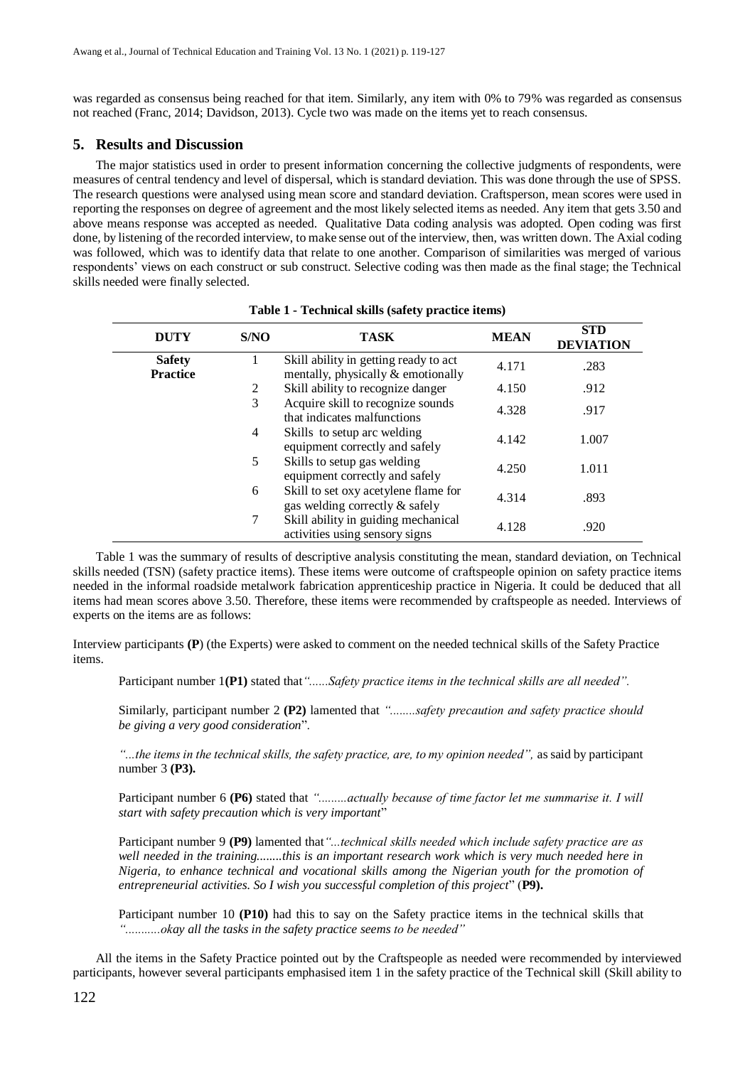was regarded as consensus being reached for that item. Similarly, any item with 0% to 79% was regarded as consensus not reached (Franc, 2014; Davidson, 2013). Cycle two was made on the items yet to reach consensus.

## 5. Results and Discussion

The major statistics used in order to present information concerning the collective judgments of respondents, were measures of central tendency and level of dispersal, which is standard deviation. This was done through the use of SPSS. The research questions were analysed using mean score and standard deviation. Craftsperson, mean scores were used in reporting the responses on degree of agreement and the most likely selected items as needed. Any item that gets 3.50 and above means response was accepted as needed. Qualitative Data coding analysis was adopted. Open coding was first done, by listening of the recorded interview, to make sense out of the interview, then, was written down. The Axial coding was followed, which was to identify data that relate to one another. Comparison of similarities was merged of various respondents' views on each construct or sub construct. Selective coding was then made as the final stage; the Technical skills needed were finally selected.

**Table 1 - Technical skills (safety practice items)**

| DUTY | S/NO | TASK | MEAN | STD DEVIATION |
|---|---|---|---|---|
| **Safety Practice** | 1 | Skill ability in getting ready to act mentally, physically & emotionally | 4.171 | .283 |
| | 2 | Skill ability to recognize danger | 4.150 | .912 |
| | 3 | Acquire skill to recognize sounds that indicates malfunctions | 4.328 | .917 |
| | 4 | Skills to setup arc welding equipment correctly and safely | 4.142 | 1.007 |
| | 5 | Skills to setup gas welding equipment correctly and safely | 4.250 | 1.011 |
| | 6 | Skill to set oxy acetylene flame for gas welding correctly & safely | 4.314 | .893 |
| | 7 | Skill ability in guiding mechanical activities using sensory signs | 4.128 | .920 |

Table 1 was the summary of results of descriptive analysis constituting the mean, standard deviation, on Technical skills needed (TSN) (safety practice items). These items were outcome of craftspeople opinion on safety practice items needed in the informal roadside metalwork fabrication apprenticeship practice in Nigeria. It could be deduced that all items had mean scores above 3.50. Therefore, these items were recommended by craftspeople as needed. Interviews of experts on the items are as follows:

Interview participants **(P**) (the Experts) were asked to comment on the needed technical skills of the Safety Practice items.

> Participant number 1**(P1)** stated that*"......Safety practice items in the technical skills are all needed".*
>
> Similarly, participant number 2 **(P2)** lamented that *"........safety precaution and safety practice should be giving a very good consideration*".
>
> *"...the items in the technical skills, the safety practice, are, to my opinion needed",* as said by participant number 3 **(P3).**
>
> Participant number 6 **(P6)** stated that *".........actually because of time factor let me summarise it. I will start with safety precaution which is very important*"
>
> Participant number 9 **(P9)** lamented that*"...technical skills needed which include safety practice are as well needed in the training........this is an important research work which is very much needed here in Nigeria, to enhance technical and vocational skills among the Nigerian youth for the promotion of entrepreneurial activities. So I wish you successful completion of this project*" (**P9).**
>
> Participant number 10 **(P10)** had this to say on the Safety practice items in the technical skills that *"...........okay all the tasks in the safety practice seems to be needed"*

All the items in the Safety Practice pointed out by the Craftspeople as needed were recommended by interviewed participants, however several participants emphasised item 1 in the safety practice of the Technical skill (Skill ability to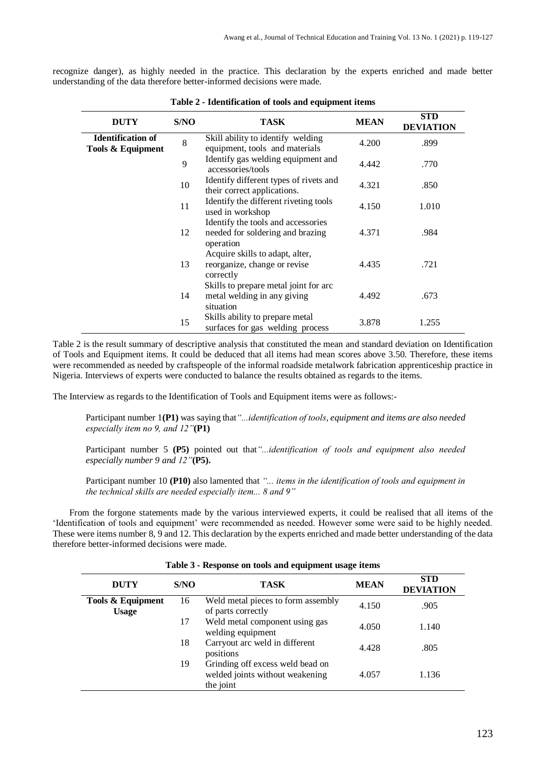recognize danger), as highly needed in the practice. This declaration by the experts enriched and made better understanding of the data therefore better-informed decisions were made.

**Table 2 - Identification of tools and equipment items**

| DUTY | S/NO | TASK | MEAN | STD DEVIATION |
|---|---|---|---|---|
| **Identification of Tools & Equipment** | 8 | Skill ability to identify welding equipment, tools and materials | 4.200 | .899 |
| | 9 | Identify gas welding equipment and accessories/tools | 4.442 | .770 |
| | 10 | Identify different types of rivets and their correct applications. | 4.321 | .850 |
| | 11 | Identify the different riveting tools used in workshop | 4.150 | 1.010 |
| | 12 | Identify the tools and accessories needed for soldering and brazing operation | 4.371 | .984 |
| | 13 | Acquire skills to adapt, alter, reorganize, change or revise correctly | 4.435 | .721 |
| | 14 | Skills to prepare metal joint for arc metal welding in any giving situation | 4.492 | .673 |
| | 15 | Skills ability to prepare metal surfaces for gas welding process | 3.878 | 1.255 |

Table 2 is the result summary of descriptive analysis that constituted the mean and standard deviation on Identification of Tools and Equipment items. It could be deduced that all items had mean scores above 3.50. Therefore, these items were recommended as needed by craftspeople of the informal roadside metalwork fabrication apprenticeship practice in Nigeria. Interviews of experts were conducted to balance the results obtained as regards to the items.

The Interview as regards to the Identification of Tools and Equipment items were as follows:-

> Participant number 1**(P1)** was saying that*"...identification of tools, equipment and items are also needed especially item no 9, and 12"***(P1)**
>
> Participant number 5 **(P5)** pointed out that*"...identification of tools and equipment also needed especially number 9 and 12"***(P5).**
>
> Participant number 10 **(P10)** also lamented that *"... items in the identification of tools and equipment in the technical skills are needed especially item... 8 and 9"*

From the forgone statements made by the various interviewed experts, it could be realised that all items of the 'Identification of tools and equipment' were recommended as needed. However some were said to be highly needed. These were items number 8, 9 and 12. This declaration by the experts enriched and made better understanding of the data therefore better-informed decisions were made.

**Table 3 - Response on tools and equipment usage items**

| DUTY | S/NO | TASK | MEAN | STD DEVIATION |
|---|---|---|---|---|
| **Tools & Equipment Usage** | 16 | Weld metal pieces to form assembly of parts correctly | 4.150 | .905 |
| | 17 | Weld metal component using gas welding equipment | 4.050 | 1.140 |
| | 18 | Carryout arc weld in different positions | 4.428 | .805 |
| | 19 | Grinding off excess weld bead on welded joints without weakening the joint | 4.057 | 1.136 |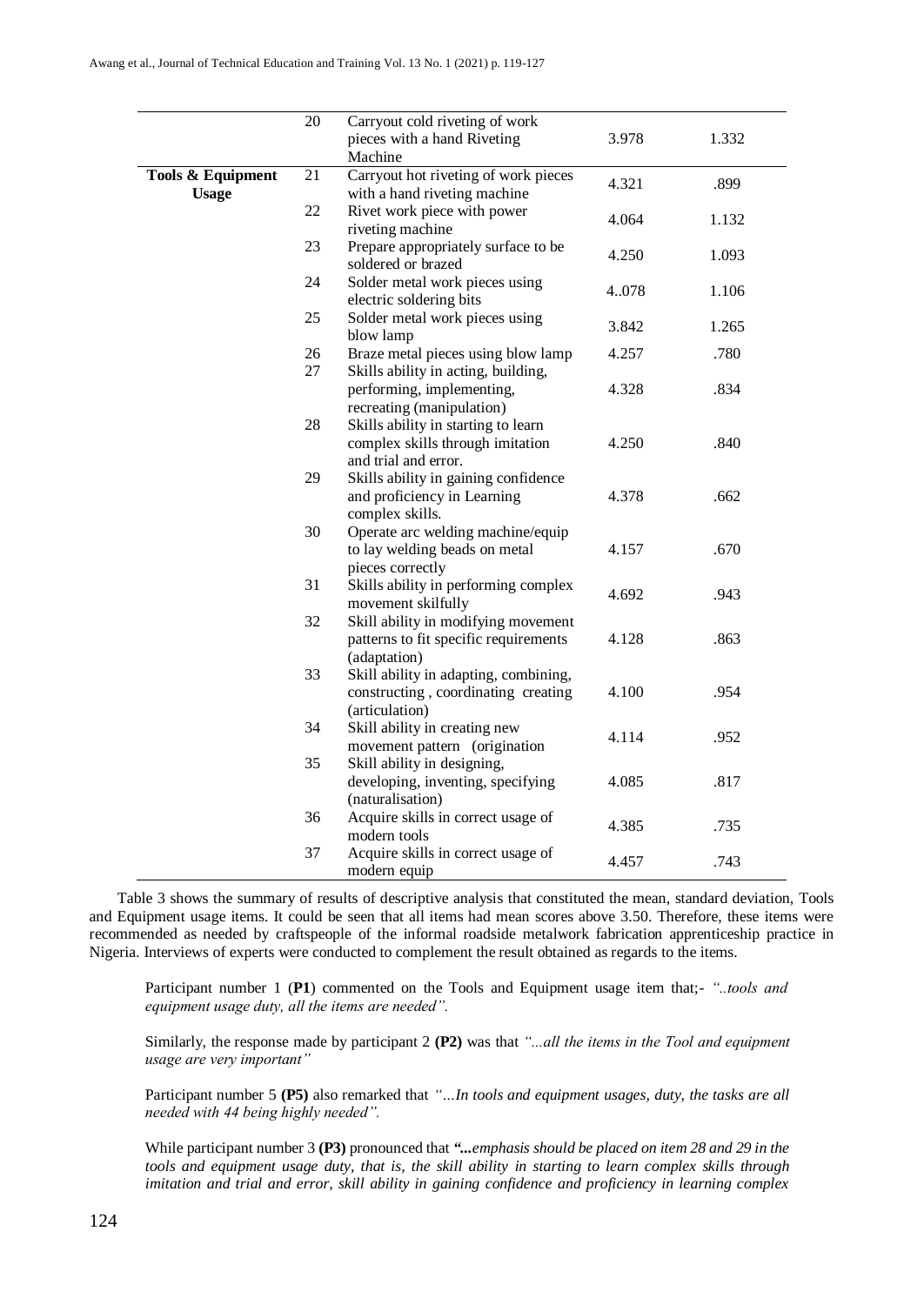| | | | | |
|---|---|---|---|---|
| | 20 | Carryout cold riveting of work pieces with a hand Riveting Machine | 3.978 | 1.332 |
| **Tools & Equipment Usage** | 21 | Carryout hot riveting of work pieces with a hand riveting machine | 4.321 | .899 |
| | 22 | Rivet work piece with power riveting machine | 4.064 | 1.132 |
| | 23 | Prepare appropriately surface to be soldered or brazed | 4.250 | 1.093 |
| | 24 | Solder metal work pieces using electric soldering bits | 4..078 | 1.106 |
| | 25 | Solder metal work pieces using blow lamp | 3.842 | 1.265 |
| | 26 | Braze metal pieces using blow lamp | 4.257 | .780 |
| | 27 | Skills ability in acting, building, performing, implementing, recreating (manipulation) | 4.328 | .834 |
| | 28 | Skills ability in starting to learn complex skills through imitation and trial and error. | 4.250 | .840 |
| | 29 | Skills ability in gaining confidence and proficiency in Learning complex skills. | 4.378 | .662 |
| | 30 | Operate arc welding machine/equip to lay welding beads on metal pieces correctly | 4.157 | .670 |
| | 31 | Skills ability in performing complex movement skilfully | 4.692 | .943 |
| | 32 | Skill ability in modifying movement patterns to fit specific requirements (adaptation) | 4.128 | .863 |
| | 33 | Skill ability in adapting, combining, constructing , coordinating creating (articulation) | 4.100 | .954 |
| | 34 | Skill ability in creating new movement pattern (origination | 4.114 | .952 |
| | 35 | Skill ability in designing, developing, inventing, specifying (naturalisation) | 4.085 | .817 |
| | 36 | Acquire skills in correct usage of modern tools | 4.385 | .735 |
| | 37 | Acquire skills in correct usage of modern equip | 4.457 | .743 |

Table 3 shows the summary of results of descriptive analysis that constituted the mean, standard deviation, Tools and Equipment usage items. It could be seen that all items had mean scores above 3.50. Therefore, these items were recommended as needed by craftspeople of the informal roadside metalwork fabrication apprenticeship practice in Nigeria. Interviews of experts were conducted to complement the result obtained as regards to the items.

> Participant number 1 (**P1**) commented on the Tools and Equipment usage item that;- *"..tools and equipment usage duty, all the items are needed".*
>
> Similarly, the response made by participant 2 **(P2)** was that *"...all the items in the Tool and equipment usage are very important"*
>
> Participant number 5 **(P5)** also remarked that *"…In tools and equipment usages, duty, the tasks are all needed with 44 being highly needed".*
>
> While participant number 3 **(P3)** pronounced that ***"...**emphasis should be placed on item 28 and 29 in the tools and equipment usage duty, that is, the skill ability in starting to learn complex skills through imitation and trial and error, skill ability in gaining confidence and proficiency in learning complex*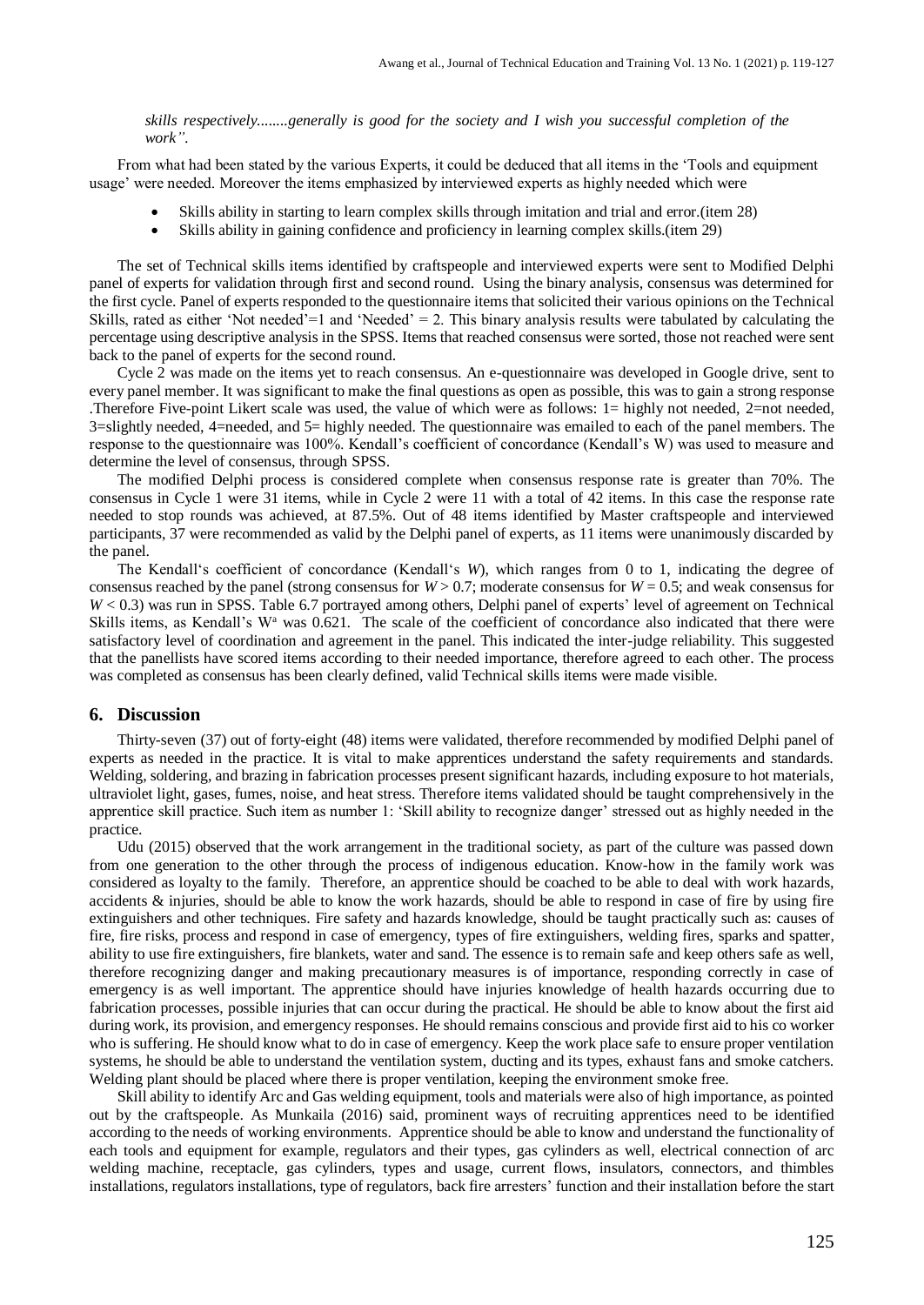*skills respectively........generally is good for the society and I wish you successful completion of the work".*

From what had been stated by the various Experts, it could be deduced that all items in the 'Tools and equipment usage' were needed. Moreover the items emphasized by interviewed experts as highly needed which were

- Skills ability in starting to learn complex skills through imitation and trial and error.(item 28)
- Skills ability in gaining confidence and proficiency in learning complex skills.(item 29)

The set of Technical skills items identified by craftspeople and interviewed experts were sent to Modified Delphi panel of experts for validation through first and second round. Using the binary analysis, consensus was determined for the first cycle. Panel of experts responded to the questionnaire items that solicited their various opinions on the Technical Skills, rated as either 'Not needed'=1 and 'Needed' = 2. This binary analysis results were tabulated by calculating the percentage using descriptive analysis in the SPSS. Items that reached consensus were sorted, those not reached were sent back to the panel of experts for the second round.

Cycle 2 was made on the items yet to reach consensus. An e-questionnaire was developed in Google drive, sent to every panel member. It was significant to make the final questions as open as possible, this was to gain a strong response .Therefore Five-point Likert scale was used, the value of which were as follows: 1= highly not needed, 2=not needed, 3=slightly needed, 4=needed, and 5= highly needed. The questionnaire was emailed to each of the panel members. The response to the questionnaire was 100%. Kendall's coefficient of concordance (Kendall's W) was used to measure and determine the level of consensus, through SPSS.

The modified Delphi process is considered complete when consensus response rate is greater than 70%. The consensus in Cycle 1 were 31 items, while in Cycle 2 were 11 with a total of 42 items. In this case the response rate needed to stop rounds was achieved, at 87.5%. Out of 48 items identified by Master craftspeople and interviewed participants, 37 were recommended as valid by the Delphi panel of experts, as 11 items were unanimously discarded by the panel.

The Kendall's coefficient of concordance (Kendall's $W$), which ranges from 0 to 1, indicating the degree of consensus reached by the panel (strong consensus for $W > 0.7$; moderate consensus for $W = 0.5$; and weak consensus for $W < 0.3$) was run in SPSS. Table 6.7 portrayed among others, Delphi panel of experts' level of agreement on Technical Skills items, as Kendall's $W^a$ was 0.621. The scale of the coefficient of concordance also indicated that there were satisfactory level of coordination and agreement in the panel. This indicated the inter-judge reliability. This suggested that the panellists have scored items according to their needed importance, therefore agreed to each other. The process was completed as consensus has been clearly defined, valid Technical skills items were made visible.

## 6. Discussion

Thirty-seven (37) out of forty-eight (48) items were validated, therefore recommended by modified Delphi panel of experts as needed in the practice. It is vital to make apprentices understand the safety requirements and standards. Welding, soldering, and brazing in fabrication processes present significant hazards, including exposure to hot materials, ultraviolet light, gases, fumes, noise, and heat stress. Therefore items validated should be taught comprehensively in the apprentice skill practice. Such item as number 1: 'Skill ability to recognize danger' stressed out as highly needed in the practice.

Udu (2015) observed that the work arrangement in the traditional society, as part of the culture was passed down from one generation to the other through the process of indigenous education. Know-how in the family work was considered as loyalty to the family. Therefore, an apprentice should be coached to be able to deal with work hazards, accidents & injuries, should be able to know the work hazards, should be able to respond in case of fire by using fire extinguishers and other techniques. Fire safety and hazards knowledge, should be taught practically such as: causes of fire, fire risks, process and respond in case of emergency, types of fire extinguishers, welding fires, sparks and spatter, ability to use fire extinguishers, fire blankets, water and sand. The essence is to remain safe and keep others safe as well, therefore recognizing danger and making precautionary measures is of importance, responding correctly in case of emergency is as well important. The apprentice should have injuries knowledge of health hazards occurring due to fabrication processes, possible injuries that can occur during the practical. He should be able to know about the first aid during work, its provision, and emergency responses. He should remains conscious and provide first aid to his co worker who is suffering. He should know what to do in case of emergency. Keep the work place safe to ensure proper ventilation systems, he should be able to understand the ventilation system, ducting and its types, exhaust fans and smoke catchers. Welding plant should be placed where there is proper ventilation, keeping the environment smoke free.

Skill ability to identify Arc and Gas welding equipment, tools and materials were also of high importance, as pointed out by the craftspeople. As Munkaila (2016) said, prominent ways of recruiting apprentices need to be identified according to the needs of working environments. Apprentice should be able to know and understand the functionality of each tools and equipment for example, regulators and their types, gas cylinders as well, electrical connection of arc welding machine, receptacle, gas cylinders, types and usage, current flows, insulators, connectors, and thimbles installations, regulators installations, type of regulators, back fire arresters' function and their installation before the start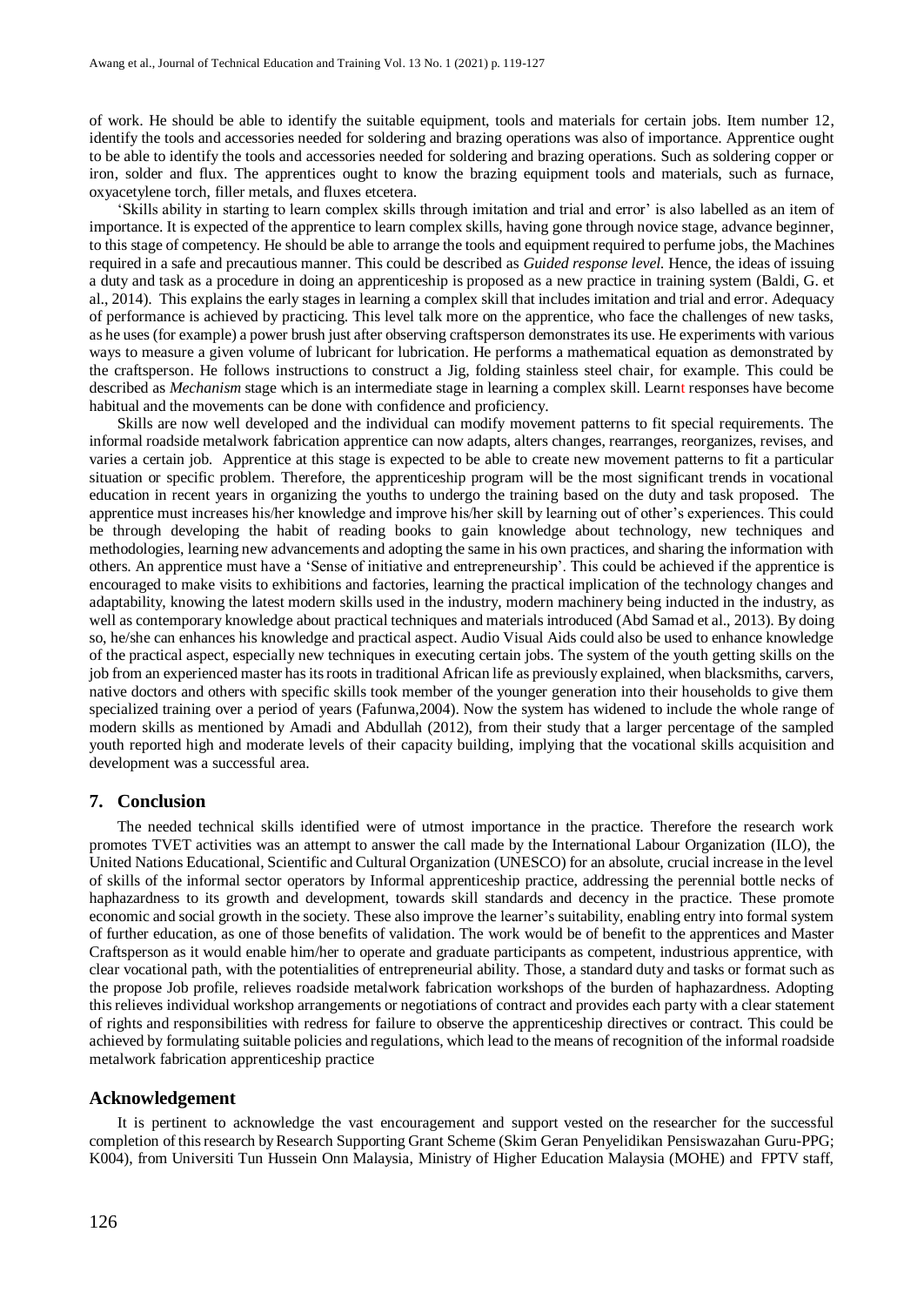of work. He should be able to identify the suitable equipment, tools and materials for certain jobs. Item number 12, identify the tools and accessories needed for soldering and brazing operations was also of importance. Apprentice ought to be able to identify the tools and accessories needed for soldering and brazing operations. Such as soldering copper or iron, solder and flux. The apprentices ought to know the brazing equipment tools and materials, such as furnace, oxyacetylene torch, filler metals, and fluxes etcetera.

'Skills ability in starting to learn complex skills through imitation and trial and error' is also labelled as an item of importance. It is expected of the apprentice to learn complex skills, having gone through novice stage, advance beginner, to this stage of competency. He should be able to arrange the tools and equipment required to perfume jobs, the Machines required in a safe and precautious manner. This could be described as *Guided response level.* Hence, the ideas of issuing a duty and task as a procedure in doing an apprenticeship is proposed as a new practice in training system (Baldi, G. et al., 2014). This explains the early stages in learning a complex skill that includes imitation and trial and error. Adequacy of performance is achieved by practicing. This level talk more on the apprentice, who face the challenges of new tasks, as he uses (for example) a power brush just after observing craftsperson demonstrates its use. He experiments with various ways to measure a given volume of lubricant for lubrication. He performs a mathematical equation as demonstrated by the craftsperson. He follows instructions to construct a Jig, folding stainless steel chair, for example. This could be described as *Mechanism* stage which is an intermediate stage in learning a complex skill. Learnt responses have become habitual and the movements can be done with confidence and proficiency.

Skills are now well developed and the individual can modify movement patterns to fit special requirements. The informal roadside metalwork fabrication apprentice can now adapts, alters changes, rearranges, reorganizes, revises, and varies a certain job. Apprentice at this stage is expected to be able to create new movement patterns to fit a particular situation or specific problem. Therefore, the apprenticeship program will be the most significant trends in vocational education in recent years in organizing the youths to undergo the training based on the duty and task proposed. The apprentice must increases his/her knowledge and improve his/her skill by learning out of other's experiences. This could be through developing the habit of reading books to gain knowledge about technology, new techniques and methodologies, learning new advancements and adopting the same in his own practices, and sharing the information with others. An apprentice must have a 'Sense of initiative and entrepreneurship'. This could be achieved if the apprentice is encouraged to make visits to exhibitions and factories, learning the practical implication of the technology changes and adaptability, knowing the latest modern skills used in the industry, modern machinery being inducted in the industry, as well as contemporary knowledge about practical techniques and materials introduced (Abd Samad et al., 2013). By doing so, he/she can enhances his knowledge and practical aspect. Audio Visual Aids could also be used to enhance knowledge of the practical aspect, especially new techniques in executing certain jobs. The system of the youth getting skills on the job from an experienced master has its roots in traditional African life as previously explained, when blacksmiths, carvers, native doctors and others with specific skills took member of the younger generation into their households to give them specialized training over a period of years (Fafunwa,2004). Now the system has widened to include the whole range of modern skills as mentioned by Amadi and Abdullah (2012), from their study that a larger percentage of the sampled youth reported high and moderate levels of their capacity building, implying that the vocational skills acquisition and development was a successful area.

## 7. Conclusion

The needed technical skills identified were of utmost importance in the practice. Therefore the research work promotes TVET activities was an attempt to answer the call made by the International Labour Organization (ILO), the United Nations Educational, Scientific and Cultural Organization (UNESCO) for an absolute, crucial increase in the level of skills of the informal sector operators by Informal apprenticeship practice, addressing the perennial bottle necks of haphazardness to its growth and development, towards skill standards and decency in the practice. These promote economic and social growth in the society. These also improve the learner's suitability, enabling entry into formal system of further education, as one of those benefits of validation. The work would be of benefit to the apprentices and Master Craftsperson as it would enable him/her to operate and graduate participants as competent, industrious apprentice, with clear vocational path, with the potentialities of entrepreneurial ability. Those, a standard duty and tasks or format such as the propose Job profile, relieves roadside metalwork fabrication workshops of the burden of haphazardness. Adopting this relieves individual workshop arrangements or negotiations of contract and provides each party with a clear statement of rights and responsibilities with redress for failure to observe the apprenticeship directives or contract. This could be achieved by formulating suitable policies and regulations, which lead to the means of recognition of the informal roadside metalwork fabrication apprenticeship practice

## Acknowledgement

It is pertinent to acknowledge the vast encouragement and support vested on the researcher for the successful completion of this research by Research Supporting Grant Scheme (Skim Geran Penyelidikan Pensiswazahan Guru-PPG; K004), from Universiti Tun Hussein Onn Malaysia, Ministry of Higher Education Malaysia (MOHE) and FPTV staff,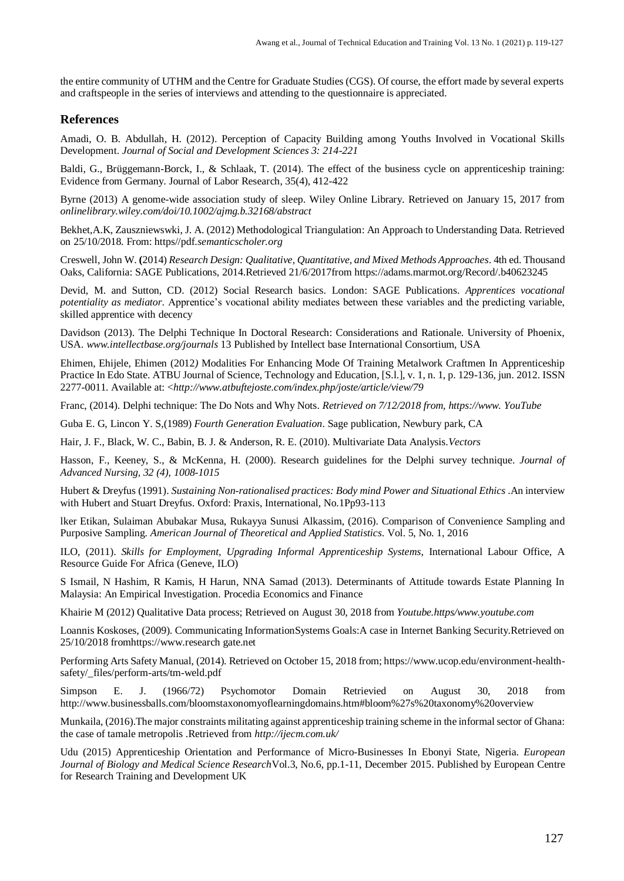the entire community of UTHM and the Centre for Graduate Studies (CGS). Of course, the effort made by several experts and craftspeople in the series of interviews and attending to the questionnaire is appreciated.

## References

Amadi, O. B. Abdullah, H. (2012). Perception of Capacity Building among Youths Involved in Vocational Skills Development. *Journal of Social and Development Sciences 3: 214-221*

Baldi, G., Brüggemann-Borck, I., & Schlaak, T. (2014). The effect of the business cycle on apprenticeship training: Evidence from Germany. Journal of Labor Research*,* 35(4), 412-422

Byrne (2013) A genome-wide association study of sleep. Wiley Online Library. Retrieved on January 15, 2017 from *onlinelibrary.wiley.com/doi/10.1002/ajmg.b.32168/abstract*

Bekhet,A.K, Zauszniewswki, J. A. (2012) Methodological Triangulation: An Approach to Understanding Data. Retrieved on 25/10/2018. From: https//pdf.*semanticscholer.org*

Creswell, John W. **(**2014) *Research Design: Qualitative, Quantitative, and Mixed Methods Approaches*. 4th ed. Thousand Oaks, California: SAGE Publications, 2014.Retrieved 21/6/2017from https://adams.marmot.org/Record/.b40623245

Devid, M. and Sutton, CD. (2012) Social Research basics. London: SAGE Publications. *Apprentices vocational potentiality as mediator*. Apprentice's vocational ability mediates between these variables and the predicting variable, skilled apprentice with decency

Davidson (2013). The Delphi Technique In Doctoral Research: Considerations and Rationale. University of Phoenix, USA. *www.intellectbase.org/journals* 13 Published by Intellect base International Consortium, USA

Ehimen, Ehijele, Ehimen (2012*)* Modalities For Enhancing Mode Of Training Metalwork Craftmen In Apprenticeship Practice In Edo State. ATBU Journal of Science, Technology and Education, [S.l.], v. 1, n. 1, p. 129-136, jun. 2012. ISSN 2277-0011. Available at: <*http://www.atbuftejoste.com/index.php/joste/article/view/79*

Franc, (2014). Delphi technique: The Do Nots and Why Nots. *Retrieved on 7/12/2018 from, https://www. YouTube*

Guba E. G, Lincon Y. S,(1989) *Fourth Generation Evaluation*. Sage publication, Newbury park, CA

Hair, J. F., Black, W. C., Babin, B. J. & Anderson, R. E. (2010). Multivariate Data Analysis.*Vectors*

Hasson, F., Keeney, S., & McKenna, H. (2000). Research guidelines for the Delphi survey technique. *Journal of Advanced Nursing, 32 (4), 1008-1015*

Hubert & Dreyfus (1991). *Sustaining Non-rationalised practices: Body mind Power and Situational Ethics* .An interview with Hubert and Stuart Dreyfus. Oxford: Praxis, International, No.1Pp93-113

lker Etikan, Sulaiman Abubakar Musa, Rukayya Sunusi Alkassim, (2016). Comparison of Convenience Sampling and Purposive Sampling. *American Journal of Theoretical and Applied Statistics*. Vol. 5, No. 1, 2016

ILO, (2011). *Skills for Employment, Upgrading Informal Apprenticeship Systems*, International Labour Office, A Resource Guide For Africa (Geneve, ILO)

S Ismail, N Hashim, R Kamis, H Harun, NNA Samad (2013). Determinants of Attitude towards Estate Planning In Malaysia: An Empirical Investigation. Procedia Economics and Finance

Khairie M (2012) Qualitative Data process; Retrieved on August 30, 2018 from *Youtube.https/www.youtube.com*

Loannis Koskoses, (2009). Communicating InformationSystems Goals:A case in Internet Banking Security.Retrieved on 25/10/2018 fromhttps://www.research gate.net

Performing Arts Safety Manual, (2014). Retrieved on October 15, 2018 from; https://www.ucop.edu/environment-health-safety/_files/perform-arts/tm-weld.pdf

Simpson E. J. (1966/72) Psychomotor Domain Retrievied on August 30, 2018 from http://www.businessballs.com/bloomstaxonomyoflearningdomains.htm#bloom%27s%20taxonomy%20overview

Munkaila, (2016).The major constraints militating against apprenticeship training scheme in the informal sector of Ghana: the case of tamale metropolis .Retrieved from *http://ijecm.com.uk/*

Udu (2015) Apprenticeship Orientation and Performance of Micro-Businesses In Ebonyi State, Nigeria. *European Journal of Biology and Medical Science Research*Vol.3, No.6, pp.1-11, December 2015. Published by European Centre for Research Training and Development UK